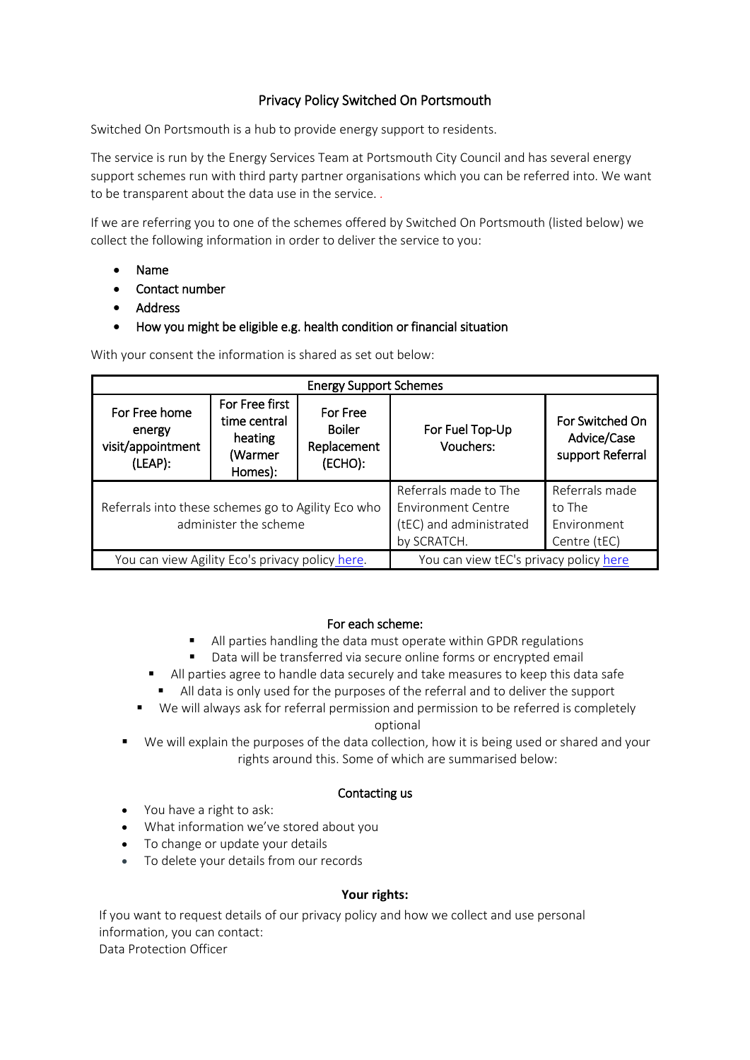# Privacy Policy Switched On Portsmouth

Switched On Portsmouth is a hub to provide energy support to residents.

The service is run by the Energy Services Team at Portsmouth City Council and has several energy support schemes run with third party partner organisations which you can be referred into. We want to be transparent about the data use in the service. .

If we are referring you to one of the schemes offered by Switched On Portsmouth (listed below) we collect the following information in order to deliver the service to you:

- Name
- Contact number
- Address
- How you might be eligible e.g. health condition or financial situation

With your consent the information is shared as set out below:

| Energy Support Schemes | | | | |
|---|---|---|---|---|
| For Free home energy visit/appointment (LEAP): | For Free first time central heating (Warmer Homes): | For Free Boiler Replacement (ECHO): | For Fuel Top-Up Vouchers: | For Switched On Advice/Case support Referral |
| Referrals into these schemes go to Agility Eco who administer the scheme | | | Referrals made to The Environment Centre (tEC) and administrated by SCRATCH. | Referrals made to The Environment Centre (tEC) |
| You can view Agility Eco's privacy policy here. | | | You can view tEC's privacy policy here | |

## For each scheme:

- All parties handling the data must operate within GPDR regulations
- Data will be transferred via secure online forms or encrypted email
- All parties agree to handle data securely and take measures to keep this data safe
- All data is only used for the purposes of the referral and to deliver the support
- We will always ask for referral permission and permission to be referred is completely optional
- We will explain the purposes of the data collection, how it is being used or shared and your rights around this. Some of which are summarised below:

## Contacting us

- You have a right to ask:
- What information we've stored about you
- To change or update your details
- To delete your details from our records

## Your rights:

If you want to request details of our privacy policy and how we collect and use personal information, you can contact:
Data Protection Officer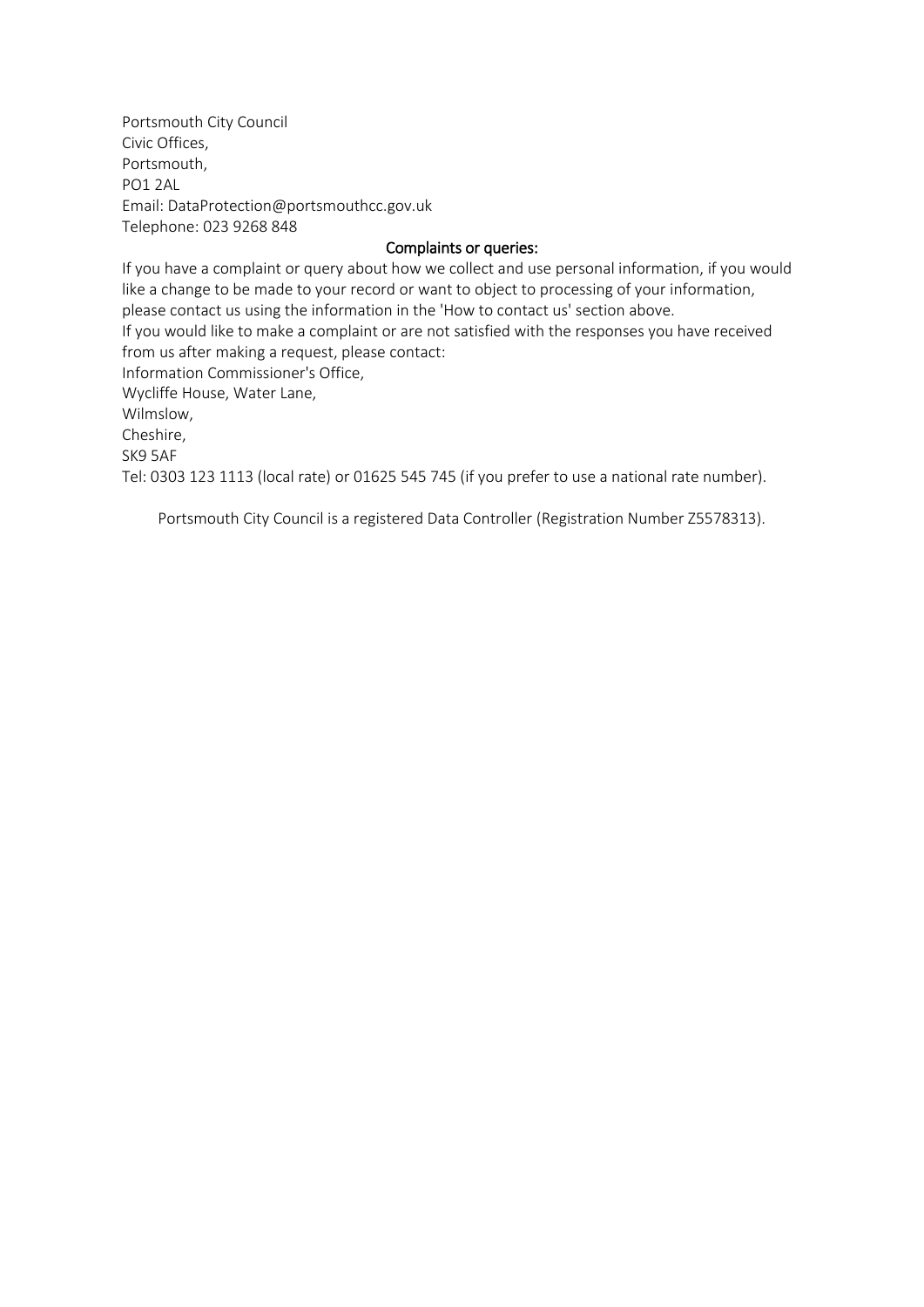Portsmouth City Council
Civic Offices,
Portsmouth,
PO1 2AL
Email: DataProtection@portsmouthcc.gov.uk
Telephone: 023 9268 848

## Complaints or queries:

If you have a complaint or query about how we collect and use personal information, if you would like a change to be made to your record or want to object to processing of your information, please contact us using the information in the 'How to contact us' section above.

If you would like to make a complaint or are not satisfied with the responses you have received from us after making a request, please contact:

Information Commissioner's Office,
Wycliffe House, Water Lane,
Wilmslow,
Cheshire,
SK9 5AF
Tel: 0303 123 1113 (local rate) or 01625 545 745 (if you prefer to use a national rate number).

Portsmouth City Council is a registered Data Controller (Registration Number Z5578313).